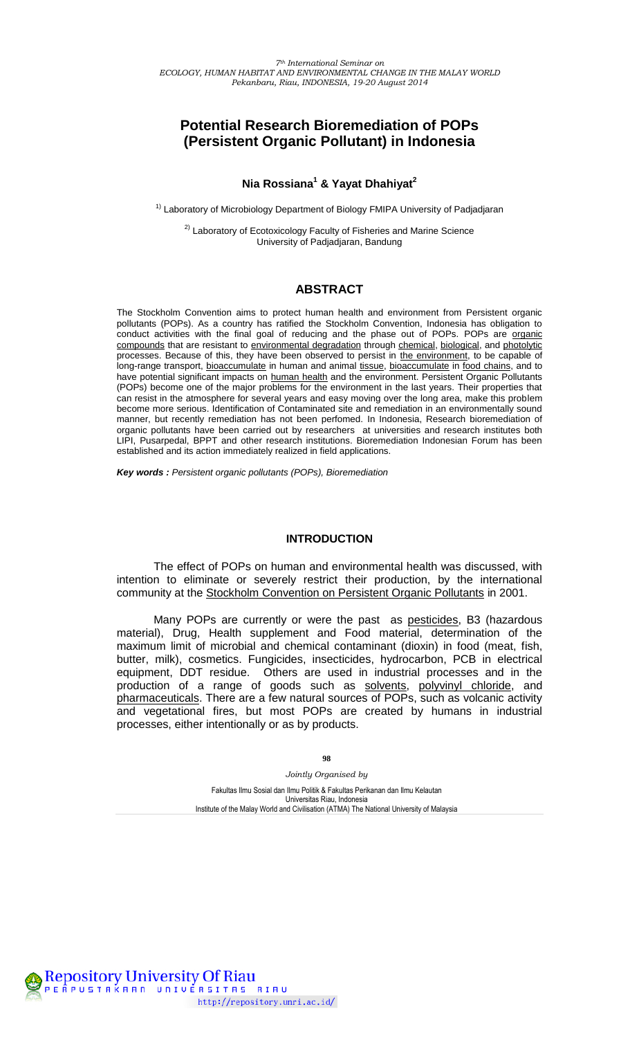# Potential Research Bioremediation of POPs (Persistent Organic Pollutant) in Indonesia

**Nia Rossiana[1] & Yayat Dhahiyat[2]**

[1]) Laboratory of Microbiology Department of Biology FMIPA University of Padjadjaran

[2]) Laboratory of Ecotoxicology Faculty of Fisheries and Marine Science University of Padjadjaran, Bandung

## ABSTRACT

The Stockholm Convention aims to protect human health and environment from Persistent organic pollutants (POPs). As a country has ratified the Stockholm Convention, Indonesia has obligation to conduct activities with the final goal of reducing and the phase out of POPs. POPs are organic compounds that are resistant to environmental degradation through chemical, biological, and photolytic processes. Because of this, they have been observed to persist in the environment, to be capable of long-range transport, bioaccumulate in human and animal tissue, bioaccumulate in food chains, and to have potential significant impacts on human health and the environment. Persistent Organic Pollutants (POPs) become one of the major problems for the environment in the last years. Their properties that can resist in the atmosphere for several years and easy moving over the long area, make this problem become more serious. Identification of Contaminated site and remediation in an environmentally sound manner, but recently remediation has not been perfomed. In Indonesia, Research bioremediation of organic pollutants have been carried out by researchers at universities and research institutes both LIPI, Pusarpedal, BPPT and other research institutions. Bioremediation Indonesian Forum has been established and its action immediately realized in field applications.

***Key words :*** *Persistent organic pollutants (POPs), Bioremediation*

## INTRODUCTION

The effect of POPs on human and environmental health was discussed, with intention to eliminate or severely restrict their production, by the international community at the Stockholm Convention on Persistent Organic Pollutants in 2001.

Many POPs are currently or were the past as pesticides, B3 (hazardous material), Drug, Health supplement and Food material, determination of the maximum limit of microbial and chemical contaminant (dioxin) in food (meat, fish, butter, milk), cosmetics. Fungicides, insecticides, hydrocarbon, PCB in electrical equipment, DDT residue. Others are used in industrial processes and in the production of a range of goods such as solvents, polyvinyl chloride, and pharmaceuticals. There are a few natural sources of POPs, such as volcanic activity and vegetational fires, but most POPs are created by humans in industrial processes, either intentionally or as by products.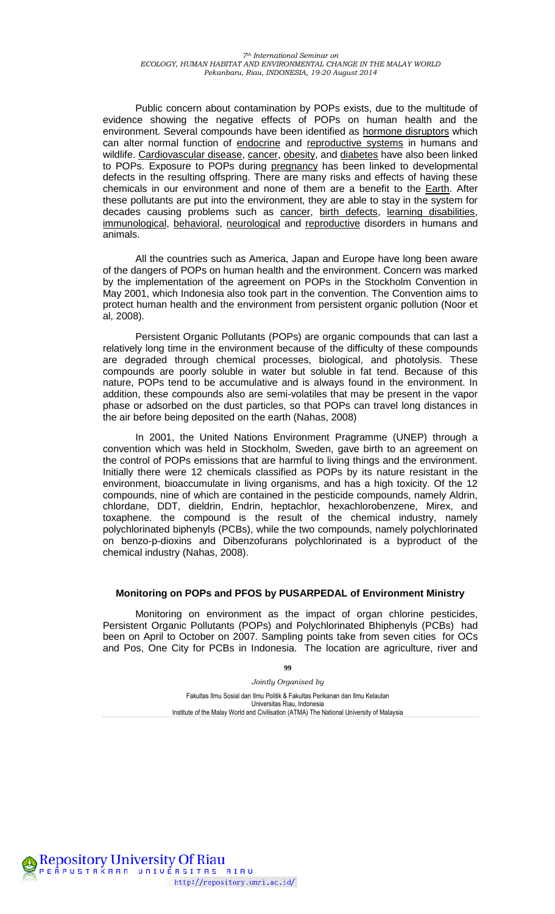Public concern about contamination by POPs exists, due to the multitude of evidence showing the negative effects of POPs on human health and the environment. Several compounds have been identified as hormone disruptors which can alter normal function of endocrine and reproductive systems in humans and wildlife. Cardiovascular disease, cancer, obesity, and diabetes have also been linked to POPs. Exposure to POPs during pregnancy has been linked to developmental defects in the resulting offspring. There are many risks and effects of having these chemicals in our environment and none of them are a benefit to the Earth. After these pollutants are put into the environment, they are able to stay in the system for decades causing problems such as cancer, birth defects, learning disabilities, immunological, behavioral, neurological and reproductive disorders in humans and animals.

All the countries such as America, Japan and Europe have long been aware of the dangers of POPs on human health and the environment. Concern was marked by the implementation of the agreement on POPs in the Stockholm Convention in May 2001, which Indonesia also took part in the convention. The Convention aims to protect human health and the environment from persistent organic pollution (Noor et al, 2008).

Persistent Organic Pollutants (POPs) are organic compounds that can last a relatively long time in the environment because of the difficulty of these compounds are degraded through chemical processes, biological, and photolysis. These compounds are poorly soluble in water but soluble in fat tend. Because of this nature, POPs tend to be accumulative and is always found in the environment. In addition, these compounds also are semi-volatiles that may be present in the vapor phase or adsorbed on the dust particles, so that POPs can travel long distances in the air before being deposited on the earth (Nahas, 2008)

In 2001, the United Nations Environment Pragramme (UNEP) through a convention which was held in Stockholm, Sweden, gave birth to an agreement on the control of POPs emissions that are harmful to living things and the environment. Initially there were 12 chemicals classified as POPs by its nature resistant in the environment, bioaccumulate in living organisms, and has a high toxicity. Of the 12 compounds, nine of which are contained in the pesticide compounds, namely Aldrin, chlordane, DDT, dieldrin, Endrin, heptachlor, hexachlorobenzene, Mirex, and toxaphene. the compound is the result of the chemical industry, namely polychlorinated biphenyls (PCBs), while the two compounds, namely polychlorinated on benzo-p-dioxins and Dibenzofurans polychlorinated is a byproduct of the chemical industry (Nahas, 2008).

### Monitoring on POPs and PFOS by PUSARPEDAL of Environment Ministry

Monitoring on environment as the impact of organ chlorine pesticides, Persistent Organic Pollutants (POPs) and Polychlorinated Bhiphenyls (PCBs) had been on April to October on 2007. Sampling points take from seven cities for OCs and Pos, One City for PCBs in Indonesia. The location are agriculture, river and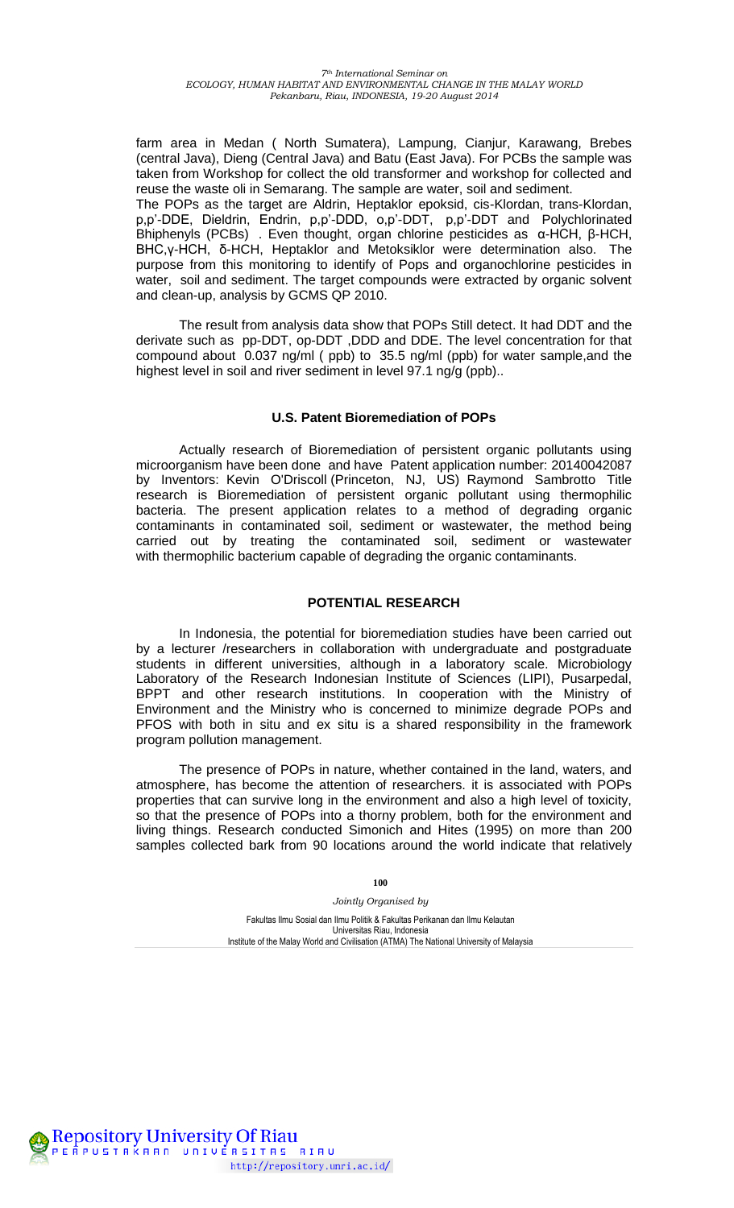farm area in Medan ( North Sumatera), Lampung, Cianjur, Karawang, Brebes (central Java), Dieng (Central Java) and Batu (East Java). For PCBs the sample was taken from Workshop for collect the old transformer and workshop for collected and reuse the waste oli in Semarang. The sample are water, soil and sediment.

The POPs as the target are Aldrin, Heptaklor epoksid, cis-Klordan, trans-Klordan, p,p'-DDE, Dieldrin, Endrin, p,p'-DDD, o,p'-DDT, p,p'-DDT and Polychlorinated Bhiphenyls (PCBs) . Even thought, organ chlorine pesticides as α-HCH, β-HCH, BHC,γ-HCH, δ-HCH, Heptaklor and Metoksiklor were determination also. The purpose from this monitoring to identify of Pops and organochlorine pesticides in water, soil and sediment. The target compounds were extracted by organic solvent and clean-up, analysis by GCMS QP 2010.

The result from analysis data show that POPs Still detect. It had DDT and the derivate such as pp-DDT, op-DDT ,DDD and DDE. The level concentration for that compound about 0.037 ng/ml ( ppb) to 35.5 ng/ml (ppb) for water sample,and the highest level in soil and river sediment in level 97.1 ng/g (ppb)..

## U.S. Patent Bioremediation of POPs

Actually research of Bioremediation of persistent organic pollutants using microorganism have been done and have Patent application number: 20140042087 by Inventors: Kevin O'Driscoll (Princeton, NJ, US) Raymond Sambrotto Title research is Bioremediation of persistent organic pollutant using thermophilic bacteria. The present application relates to a method of degrading organic contaminants in contaminated soil, sediment or wastewater, the method being carried out by treating the contaminated soil, sediment or wastewater with thermophilic bacterium capable of degrading the organic contaminants.

## POTENTIAL RESEARCH

In Indonesia, the potential for bioremediation studies have been carried out by a lecturer /researchers in collaboration with undergraduate and postgraduate students in different universities, although in a laboratory scale. Microbiology Laboratory of the Research Indonesian Institute of Sciences (LIPI), Pusarpedal, BPPT and other research institutions. In cooperation with the Ministry of Environment and the Ministry who is concerned to minimize degrade POPs and PFOS with both in situ and ex situ is a shared responsibility in the framework program pollution management.

The presence of POPs in nature, whether contained in the land, waters, and atmosphere, has become the attention of researchers. it is associated with POPs properties that can survive long in the environment and also a high level of toxicity, so that the presence of POPs into a thorny problem, both for the environment and living things. Research conducted Simonich and Hites (1995) on more than 200 samples collected bark from 90 locations around the world indicate that relatively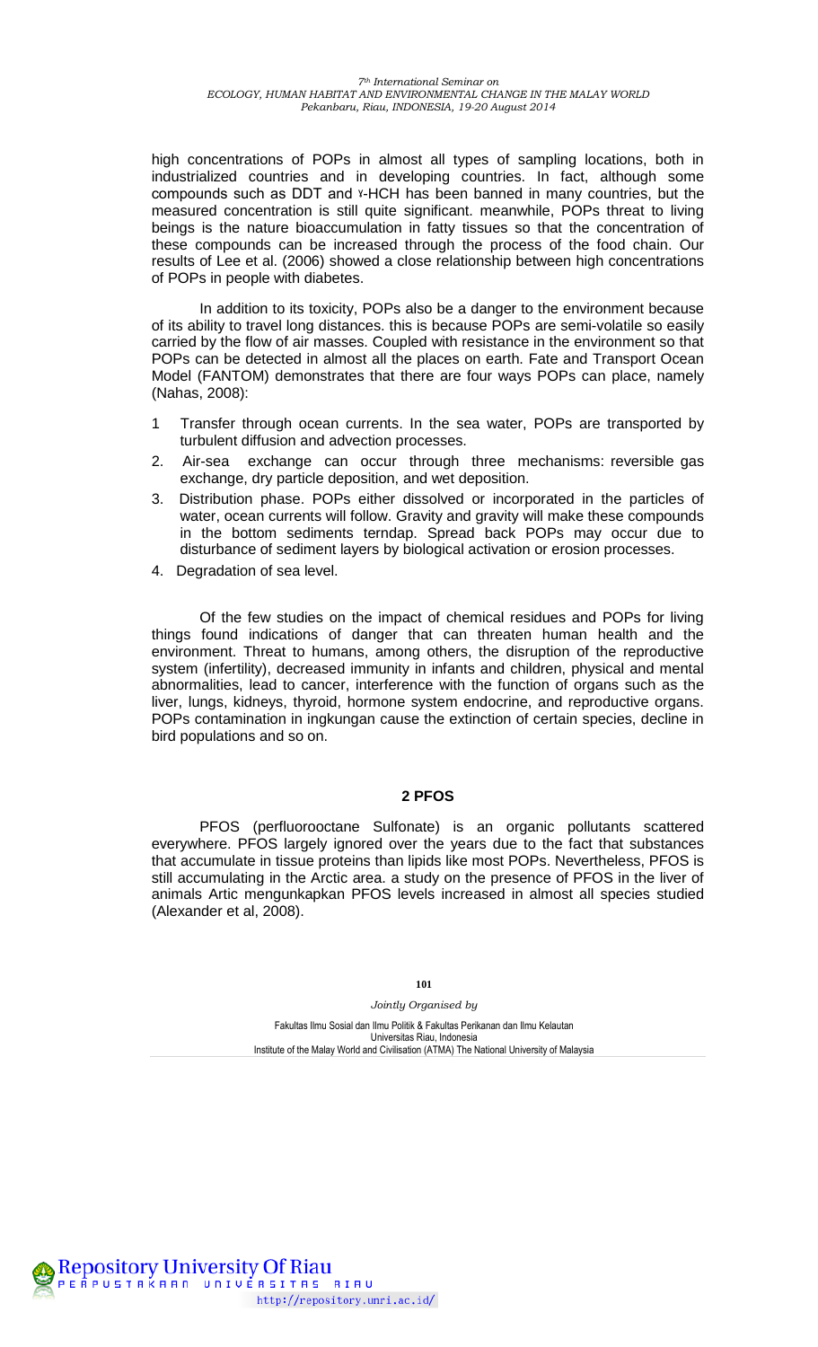high concentrations of POPs in almost all types of sampling locations, both in industrialized countries and in developing countries. In fact, although some compounds such as DDT and ɣ-HCH has been banned in many countries, but the measured concentration is still quite significant. meanwhile, POPs threat to living beings is the nature bioaccumulation in fatty tissues so that the concentration of these compounds can be increased through the process of the food chain. Our results of Lee et al. (2006) showed a close relationship between high concentrations of POPs in people with diabetes.

In addition to its toxicity, POPs also be a danger to the environment because of its ability to travel long distances. this is because POPs are semi-volatile so easily carried by the flow of air masses. Coupled with resistance in the environment so that POPs can be detected in almost all the places on earth. Fate and Transport Ocean Model (FANTOM) demonstrates that there are four ways POPs can place, namely (Nahas, 2008):

1 Transfer through ocean currents. In the sea water, POPs are transported by turbulent diffusion and advection processes.
2. Air-sea exchange can occur through three mechanisms: reversible gas exchange, dry particle deposition, and wet deposition.
3. Distribution phase. POPs either dissolved or incorporated in the particles of water, ocean currents will follow. Gravity and gravity will make these compounds in the bottom sediments terndap. Spread back POPs may occur due to disturbance of sediment layers by biological activation or erosion processes.
4. Degradation of sea level.

Of the few studies on the impact of chemical residues and POPs for living things found indications of danger that can threaten human health and the environment. Threat to humans, among others, the disruption of the reproductive system (infertility), decreased immunity in infants and children, physical and mental abnormalities, lead to cancer, interference with the function of organs such as the liver, lungs, kidneys, thyroid, hormone system endocrine, and reproductive organs. POPs contamination in ingkungan cause the extinction of certain species, decline in bird populations and so on.

## 2 PFOS

PFOS (perfluorooctane Sulfonate) is an organic pollutants scattered everywhere. PFOS largely ignored over the years due to the fact that substances that accumulate in tissue proteins than lipids like most POPs. Nevertheless, PFOS is still accumulating in the Arctic area. a study on the presence of PFOS in the liver of animals Artic mengunkapkan PFOS levels increased in almost all species studied (Alexander et al, 2008).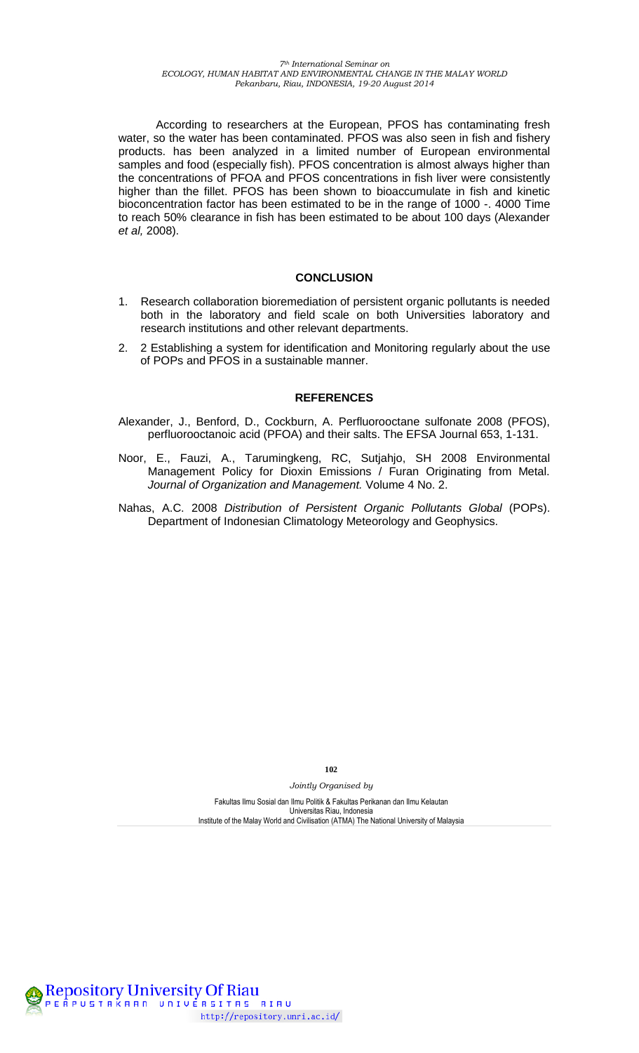According to researchers at the European, PFOS has contaminating fresh water, so the water has been contaminated. PFOS was also seen in fish and fishery products. has been analyzed in a limited number of European environmental samples and food (especially fish). PFOS concentration is almost always higher than the concentrations of PFOA and PFOS concentrations in fish liver were consistently higher than the fillet. PFOS has been shown to bioaccumulate in fish and kinetic bioconcentration factor has been estimated to be in the range of 1000 -. 4000 Time to reach 50% clearance in fish has been estimated to be about 100 days (Alexander *et al,* 2008).

## CONCLUSION

1. Research collaboration bioremediation of persistent organic pollutants is needed both in the laboratory and field scale on both Universities laboratory and research institutions and other relevant departments.
2. 2 Establishing a system for identification and Monitoring regularly about the use of POPs and PFOS in a sustainable manner.

## REFERENCES

Alexander, J., Benford, D., Cockburn, A. Perfluorooctane sulfonate 2008 (PFOS), perfluorooctanoic acid (PFOA) and their salts. The EFSA Journal 653, 1-131.

Noor, E., Fauzi, A., Tarumingkeng, RC, Sutjahjo, SH 2008 Environmental Management Policy for Dioxin Emissions / Furan Originating from Metal. *Journal of Organization and Management.* Volume 4 No. 2.

Nahas, A.C. 2008 *Distribution of Persistent Organic Pollutants Global* (POPs). Department of Indonesian Climatology Meteorology and Geophysics.